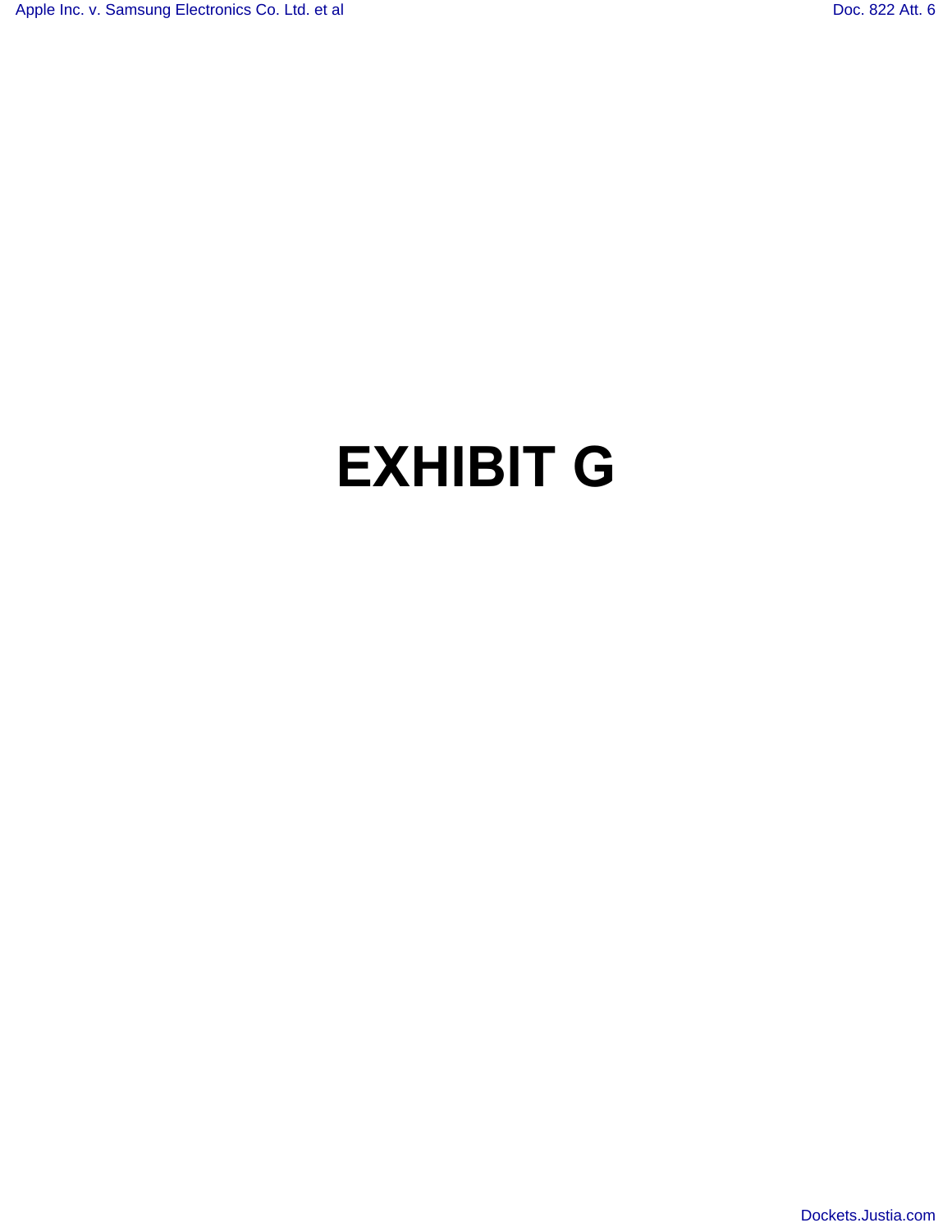# EXHIBIT G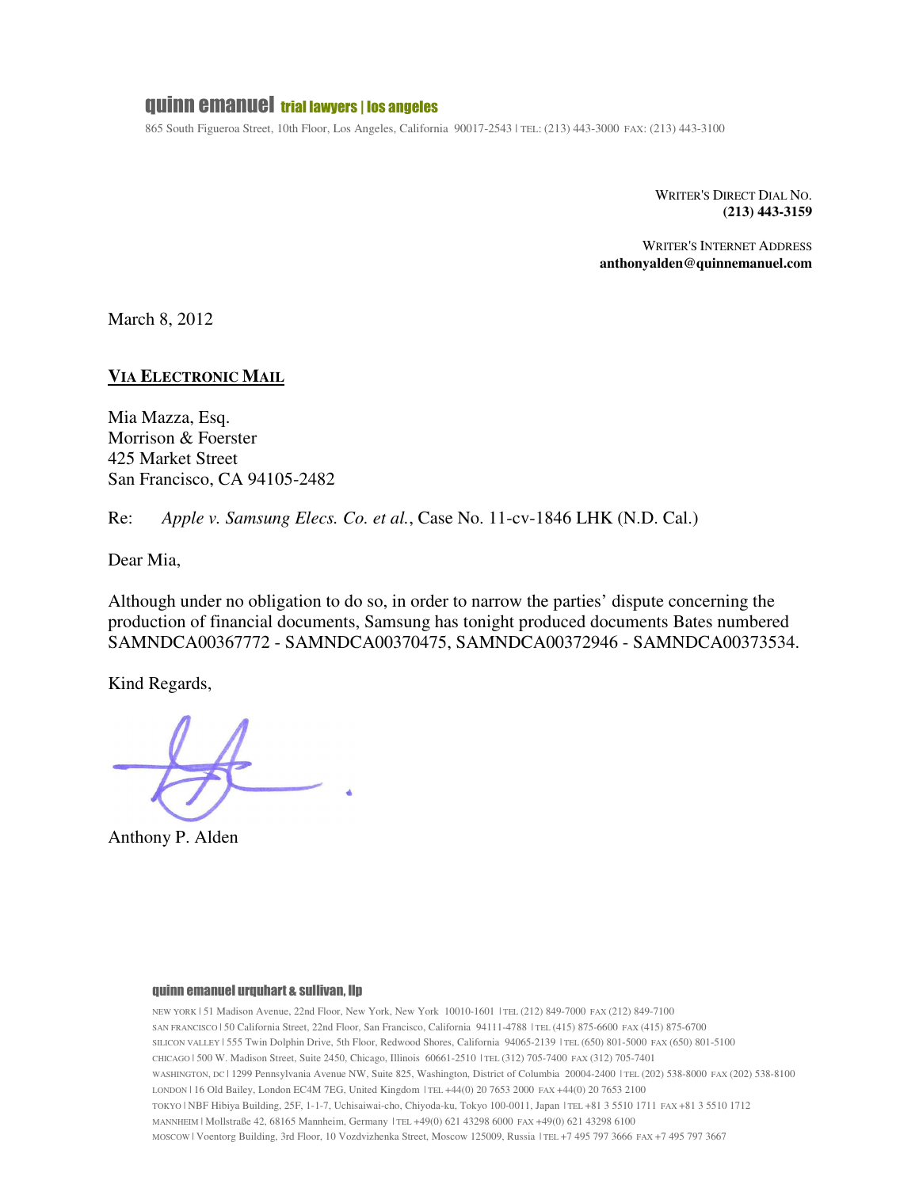**quinn emanuel** trial lawyers | los angeles

865 South Figueroa Street, 10th Floor, Los Angeles, California 90017-2543 | TEL: (213) 443-3000 FAX: (213) 443-3100

WRITER'S DIRECT DIAL NO.
**(213) 443-3159**

WRITER'S INTERNET ADDRESS
**anthonyalden@quinnemanuel.com**

March 8, 2012

**VIA ELECTRONIC MAIL**

Mia Mazza, Esq.
Morrison & Foerster
425 Market Street
San Francisco, CA 94105-2482

Re: *Apple v. Samsung Elecs. Co. et al.*, Case No. 11-cv-1846 LHK (N.D. Cal.)

Dear Mia,

Although under no obligation to do so, in order to narrow the parties' dispute concerning the production of financial documents, Samsung has tonight produced documents Bates numbered SAMNDCA00367772 - SAMNDCA00370475, SAMNDCA00372946 - SAMNDCA00373534.

Kind Regards,

Anthony P. Alden

**quinn emanuel urquhart & sullivan, llp**

NEW YORK | 51 Madison Avenue, 22nd Floor, New York, New York 10010-1601 | TEL (212) 849-7000 FAX (212) 849-7100
SAN FRANCISCO | 50 California Street, 22nd Floor, San Francisco, California 94111-4788 | TEL (415) 875-6600 FAX (415) 875-6700
SILICON VALLEY | 555 Twin Dolphin Drive, 5th Floor, Redwood Shores, California 94065-2139 | TEL (650) 801-5000 FAX (650) 801-5100
CHICAGO | 500 W. Madison Street, Suite 2450, Chicago, Illinois 60661-2510 | TEL (312) 705-7400 FAX (312) 705-7401
WASHINGTON, DC | 1299 Pennsylvania Avenue NW, Suite 825, Washington, District of Columbia 20004-2400 | TEL (202) 538-8000 FAX (202) 538-8100
LONDON | 16 Old Bailey, London EC4M 7EG, United Kingdom | TEL +44(0) 20 7653 2000 FAX +44(0) 20 7653 2100
TOKYO | NBF Hibiya Building, 25F, 1-1-7, Uchisaiwai-cho, Chiyoda-ku, Tokyo 100-0011, Japan | TEL +81 3 5510 1711 FAX +81 3 5510 1712
MANNHEIM | Mollstraße 42, 68165 Mannheim, Germany | TEL +49(0) 621 43298 6000 FAX +49(0) 621 43298 6100
MOSCOW | Voentorg Building, 3rd Floor, 10 Vozdvizhenka Street, Moscow 125009, Russia | TEL +7 495 797 3666 FAX +7 495 797 3667